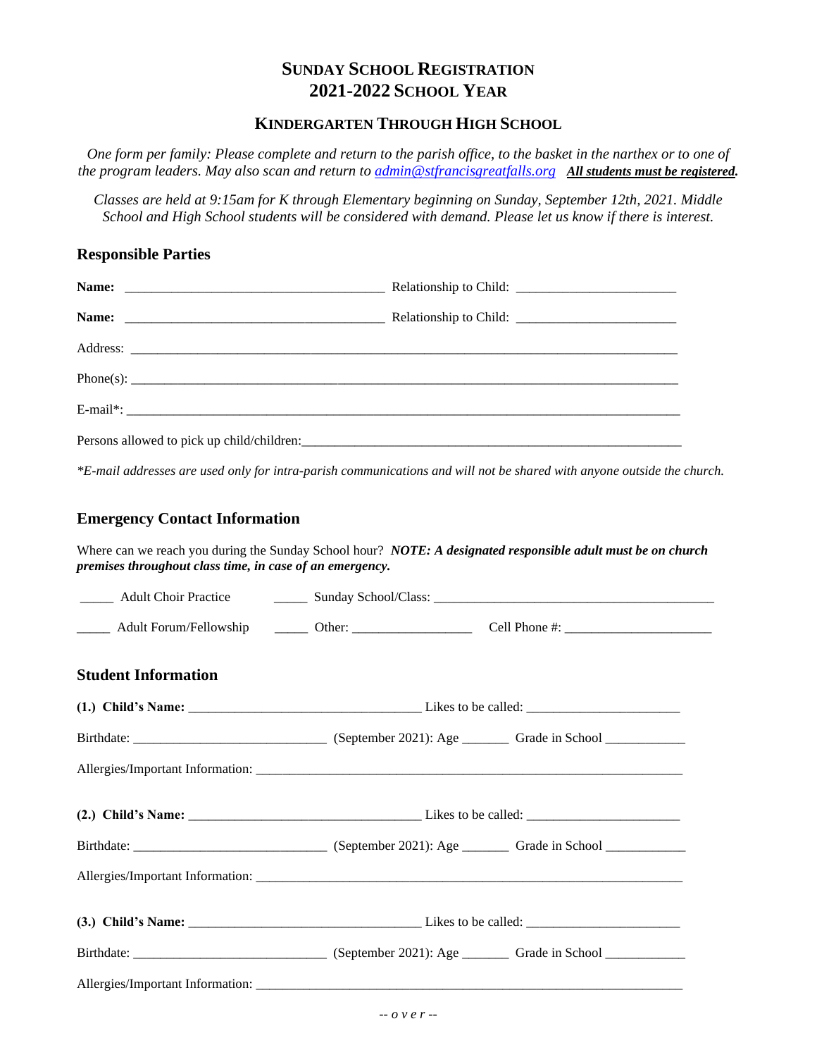# SUNDAY SCHOOL REGISTRATION
# 2021-2022 SCHOOL YEAR

## KINDERGARTEN THROUGH HIGH SCHOOL

*One form per family: Please complete and return to the parish office, to the basket in the narthex or to one of the program leaders. May also scan and return to admin@stfrancisgreatfalls.org* ***All students must be registered.***

*Classes are held at 9:15am for K through Elementary beginning on Sunday, September 12th, 2021. Middle School and High School students will be considered with demand. Please let us know if there is interest.*

### Responsible Parties

**Name:** ______________________________________ Relationship to Child: ________________________

**Name:** ______________________________________ Relationship to Child: ________________________

Address: ___________________________________________________________________________________

Phone(s): __________________________________________________________________________________

E-mail*: ___________________________________________________________________________________

Persons allowed to pick up child/children: ______________________________________________________________

*\*E-mail addresses are used only for intra-parish communications and will not be shared with anyone outside the church.*

### Emergency Contact Information

Where can we reach you during the Sunday School hour? ***NOTE: A designated responsible adult must be on church premises throughout class time, in case of an emergency.***

_____ Adult Choir Practice _____ Sunday School/Class: ____________________________________________

_____ Adult Forum/Fellowship _____ Other: __________________ Cell Phone #: ______________________

### Student Information

**(1.) Child's Name:** ___________________________________ Likes to be called: _______________________

Birthdate: _____________________________ (September 2021): Age _______ Grade in School ____________

Allergies/Important Information: _________________________________________________________________

**(2.) Child's Name:** ___________________________________ Likes to be called: _______________________

Birthdate: _____________________________ (September 2021): Age _______ Grade in School ____________

Allergies/Important Information: _________________________________________________________________

**(3.) Child's Name:** ___________________________________ Likes to be called: _______________________

Birthdate: _____________________________ (September 2021): Age _______ Grade in School ____________

Allergies/Important Information: _________________________________________________________________

*-- o v e r --*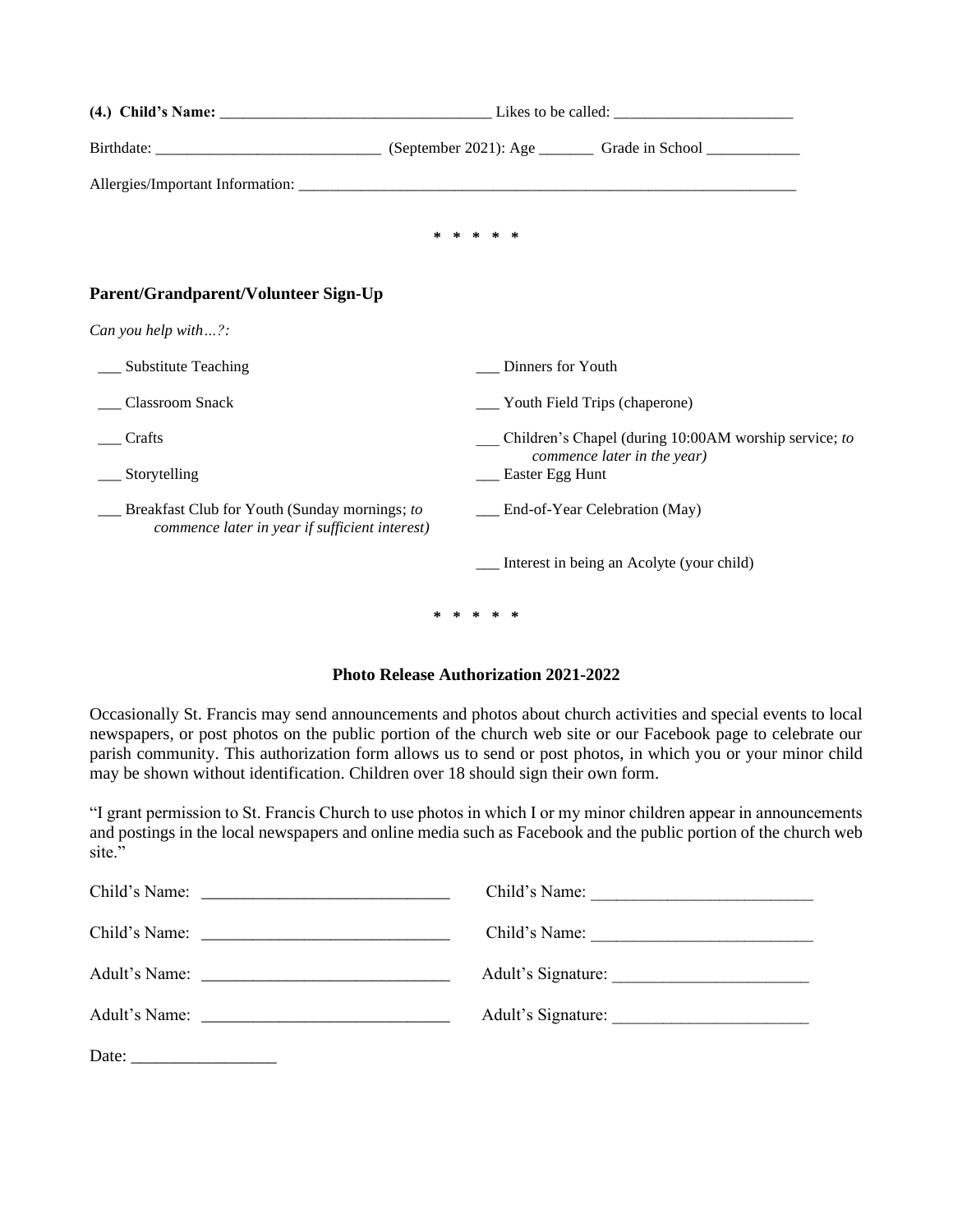**(4.) Child's Name:** ___________________________________ Likes to be called: _______________________

Birthdate: ____________________________ (September 2021): Age _______ Grade in School ____________

Allergies/Important Information: _________________________________________________________________

\* \* \* \* \*

### Parent/Grandparent/Volunteer Sign-Up

*Can you help with…?:*

___ Substitute Teaching

___ Classroom Snack

___ Crafts

___ Storytelling

___ Breakfast Club for Youth (Sunday mornings; *to commence later in year if sufficient interest)*

___ Dinners for Youth

___ Youth Field Trips (chaperone)

___ Children's Chapel (during 10:00AM worship service; *to commence later in the year)*

___ Easter Egg Hunt

___ End-of-Year Celebration (May)

___ Interest in being an Acolyte (your child)

\* \* \* \* \*

### Photo Release Authorization 2021-2022

Occasionally St. Francis may send announcements and photos about church activities and special events to local newspapers, or post photos on the public portion of the church web site or our Facebook page to celebrate our parish community. This authorization form allows us to send or post photos, in which you or your minor child may be shown without identification. Children over 18 should sign their own form.

"I grant permission to St. Francis Church to use photos in which I or my minor children appear in announcements and postings in the local newspapers and online media such as Facebook and the public portion of the church web site."

Child's Name: _____________________________ Child's Name: _________________________

Child's Name: _____________________________ Child's Name: _________________________

Adult's Name: _____________________________ Adult's Signature: ______________________

Adult's Name: _____________________________ Adult's Signature: ______________________

Date: _________________